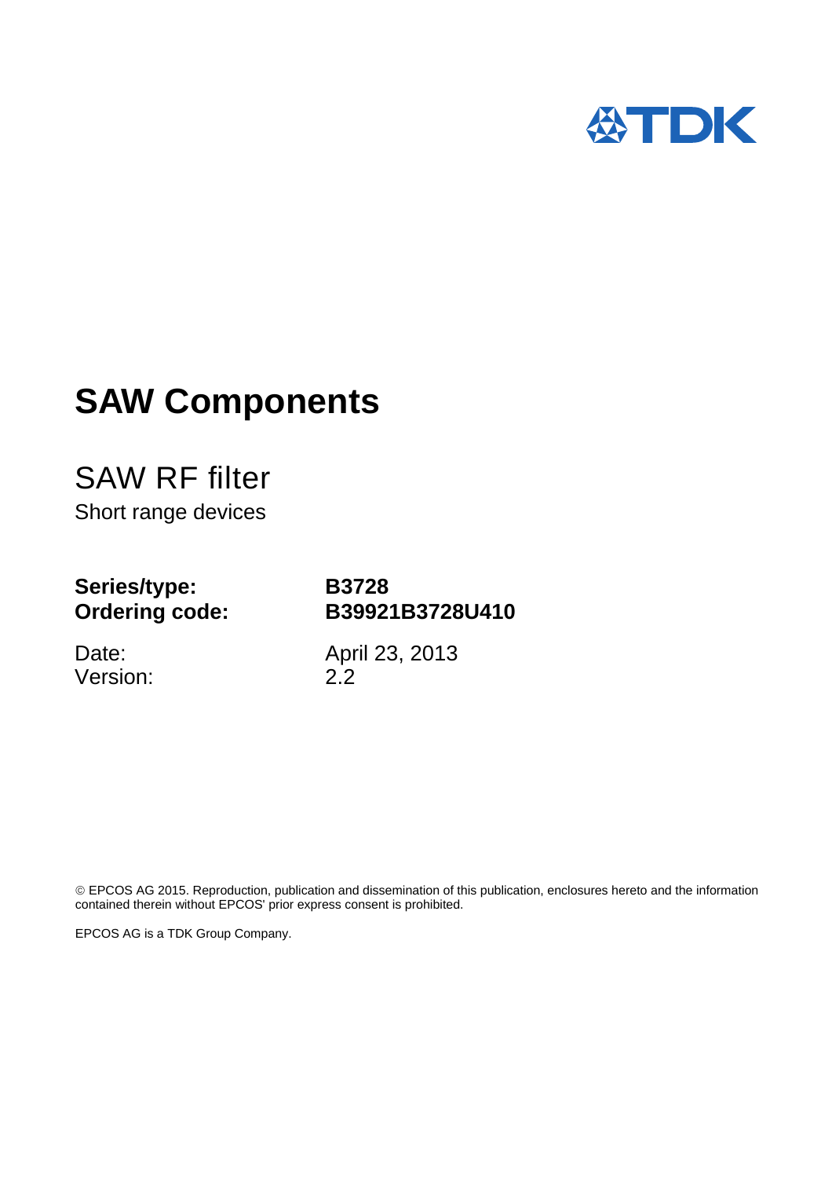TDK

# SAW Components

## SAW RF filter

Short range devices

| | |
|---|---|
| **Series/type:** | **B3728** |
| **Ordering code:** | **B39921B3728U410** |
| Date: | April 23, 2013 |
| Version: | 2.2 |

© EPCOS AG 2015. Reproduction, publication and dissemination of this publication, enclosures hereto and the information contained therein without EPCOS' prior express consent is prohibited.

EPCOS AG is a TDK Group Company.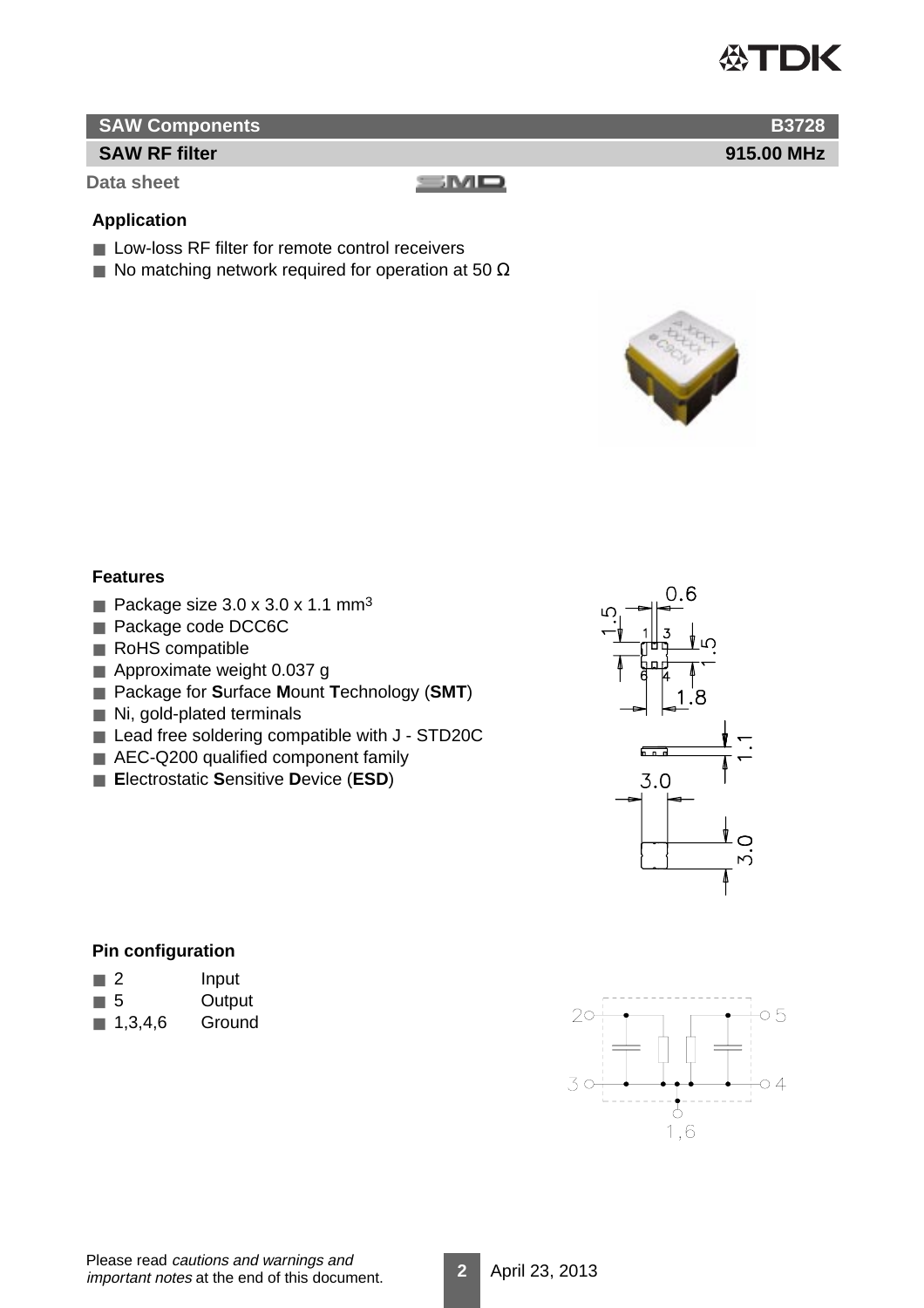**SAW Components** **B3728**

**SAW RF filter** **915.00 MHz**

**Data sheet**

### Application

- Low-loss RF filter for remote control receivers
- No matching network required for operation at 50 Ω

### Features

- Package size 3.0 x 3.0 x 1.1 mm³
- Package code DCC6C
- RoHS compatible
- Approximate weight 0.037 g
- Package for **S**urface **M**ount **T**echnology (**SMT**)
- Ni, gold-plated terminals
- Lead free soldering compatible with J - STD20C
- AEC-Q200 qualified component family
- **E**lectrostatic **S**ensitive **D**evice (**ESD**)

### Pin configuration

- 2 Input
- 5 Output
- 1,3,4,6 Ground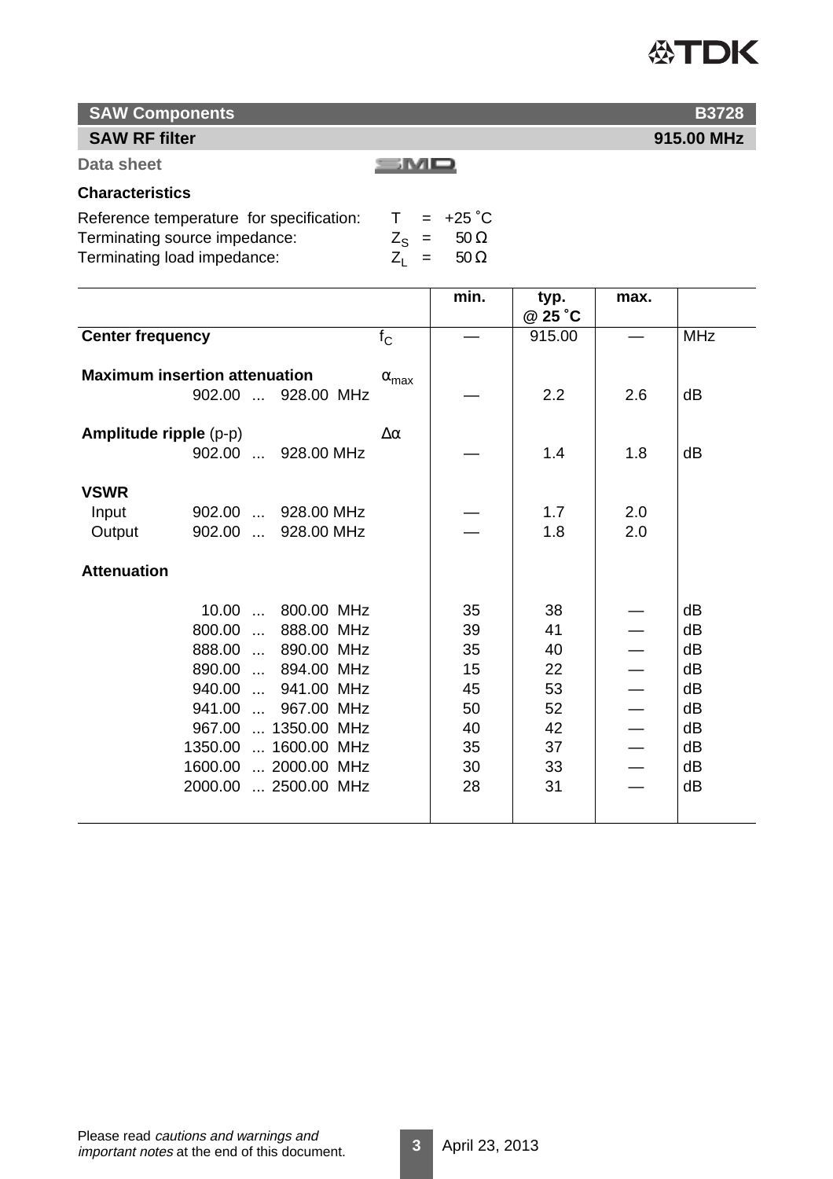**SAW Components** **B3728**

**SAW RF filter** **915.00 MHz**

**Data sheet**

## Characteristics

Reference temperature for specification: $T = +25\,^{\circ}C$
Terminating source impedance: $Z_S = 50\,\Omega$
Terminating load impedance: $Z_L = 50\,\Omega$

| | | | min. | typ. @ 25 °C | max. | |
|---|---|---|---|---|---|---|
| **Center frequency** | | $f_C$ | — | 915.00 | — | MHz |
| **Maximum insertion attenuation** | | $\alpha_{max}$ | | | | |
| | 902.00 ... 928.00 MHz | | — | 2.2 | 2.6 | dB |
| **Amplitude ripple** (p-p) | | $\Delta\alpha$ | | | | |
| | 902.00 ... 928.00 MHz | | — | 1.4 | 1.8 | dB |
| **VSWR** | | | | | | |
| Input | 902.00 ... 928.00 MHz | | — | 1.7 | 2.0 | |
| Output | 902.00 ... 928.00 MHz | | — | 1.8 | 2.0 | |
| **Attenuation** | | | | | | |
| | 10.00 ... 800.00 MHz | | 35 | 38 | — | dB |
| | 800.00 ... 888.00 MHz | | 39 | 41 | — | dB |
| | 888.00 ... 890.00 MHz | | 35 | 40 | — | dB |
| | 890.00 ... 894.00 MHz | | 15 | 22 | — | dB |
| | 940.00 ... 941.00 MHz | | 45 | 53 | — | dB |
| | 941.00 ... 967.00 MHz | | 50 | 52 | — | dB |
| | 967.00 ... 1350.00 MHz | | 40 | 42 | — | dB |
| | 1350.00 ... 1600.00 MHz | | 35 | 37 | — | dB |
| | 1600.00 ... 2000.00 MHz | | 30 | 33 | — | dB |
| | 2000.00 ... 2500.00 MHz | | 28 | 31 | — | dB |

Please read *cautions and warnings and important notes* at the end of this document.

April 23, 2013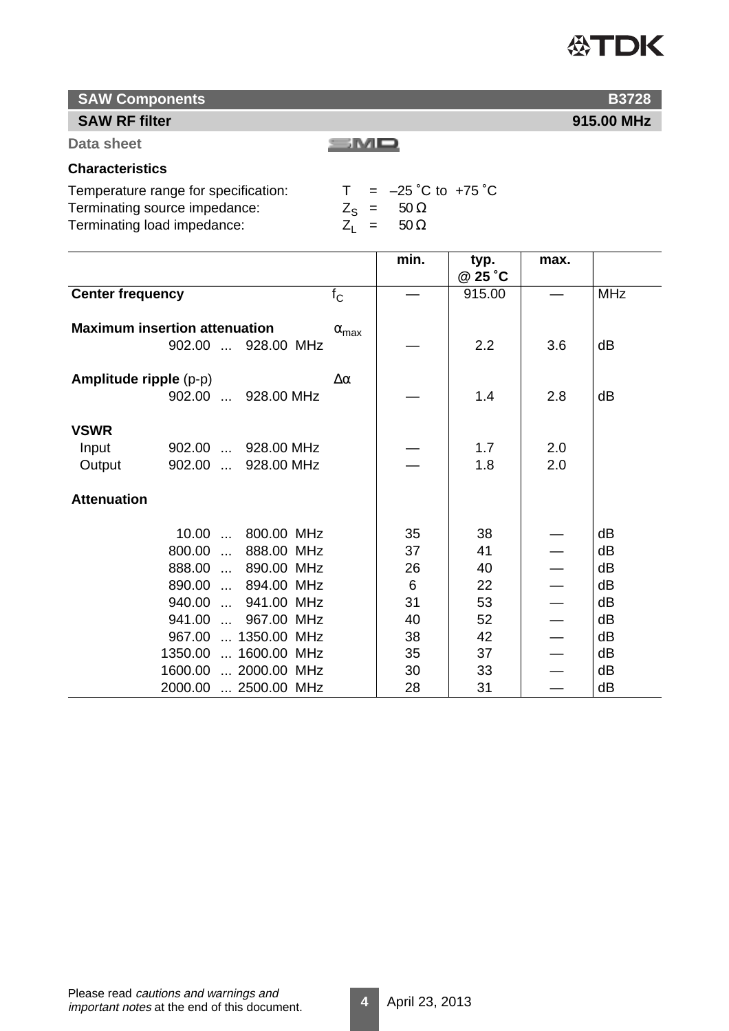## SAW Components — B3728

## SAW RF filter — 915.00 MHz

**Data sheet**

SMD

### Characteristics

Temperature range for specification: $T$ = –25 ˚C to +75 ˚C
Terminating source impedance: $Z_S$ = 50 Ω
Terminating load impedance: $Z_L$ = 50 Ω

| | | | min. | typ. @ 25 ˚C | max. | |
|---|---|---|---|---|---|---|
| **Center frequency** | | $f_C$ | — | 915.00 | — | MHz |
| **Maximum insertion attenuation** | | $\alpha_{max}$ | | | | |
| | 902.00 ... 928.00 MHz | | — | 2.2 | 3.6 | dB |
| **Amplitude ripple** (p-p) | | $\Delta\alpha$ | | | | |
| | 902.00 ... 928.00 MHz | | — | 1.4 | 2.8 | dB |
| **VSWR** | | | | | | |
| Input | 902.00 ... 928.00 MHz | | — | 1.7 | 2.0 | |
| Output | 902.00 ... 928.00 MHz | | — | 1.8 | 2.0 | |
| **Attenuation** | | | | | | |
| | 10.00 ... 800.00 MHz | | 35 | 38 | — | dB |
| | 800.00 ... 888.00 MHz | | 37 | 41 | — | dB |
| | 888.00 ... 890.00 MHz | | 26 | 40 | — | dB |
| | 890.00 ... 894.00 MHz | | 6 | 22 | — | dB |
| | 940.00 ... 941.00 MHz | | 31 | 53 | — | dB |
| | 941.00 ... 967.00 MHz | | 40 | 52 | — | dB |
| | 967.00 ... 1350.00 MHz | | 38 | 42 | — | dB |
| | 1350.00 ... 1600.00 MHz | | 35 | 37 | — | dB |
| | 1600.00 ... 2000.00 MHz | | 30 | 33 | — | dB |
| | 2000.00 ... 2500.00 MHz | | 28 | 31 | — | dB |

Please read *cautions and warnings and important notes* at the end of this document.

April 23, 2013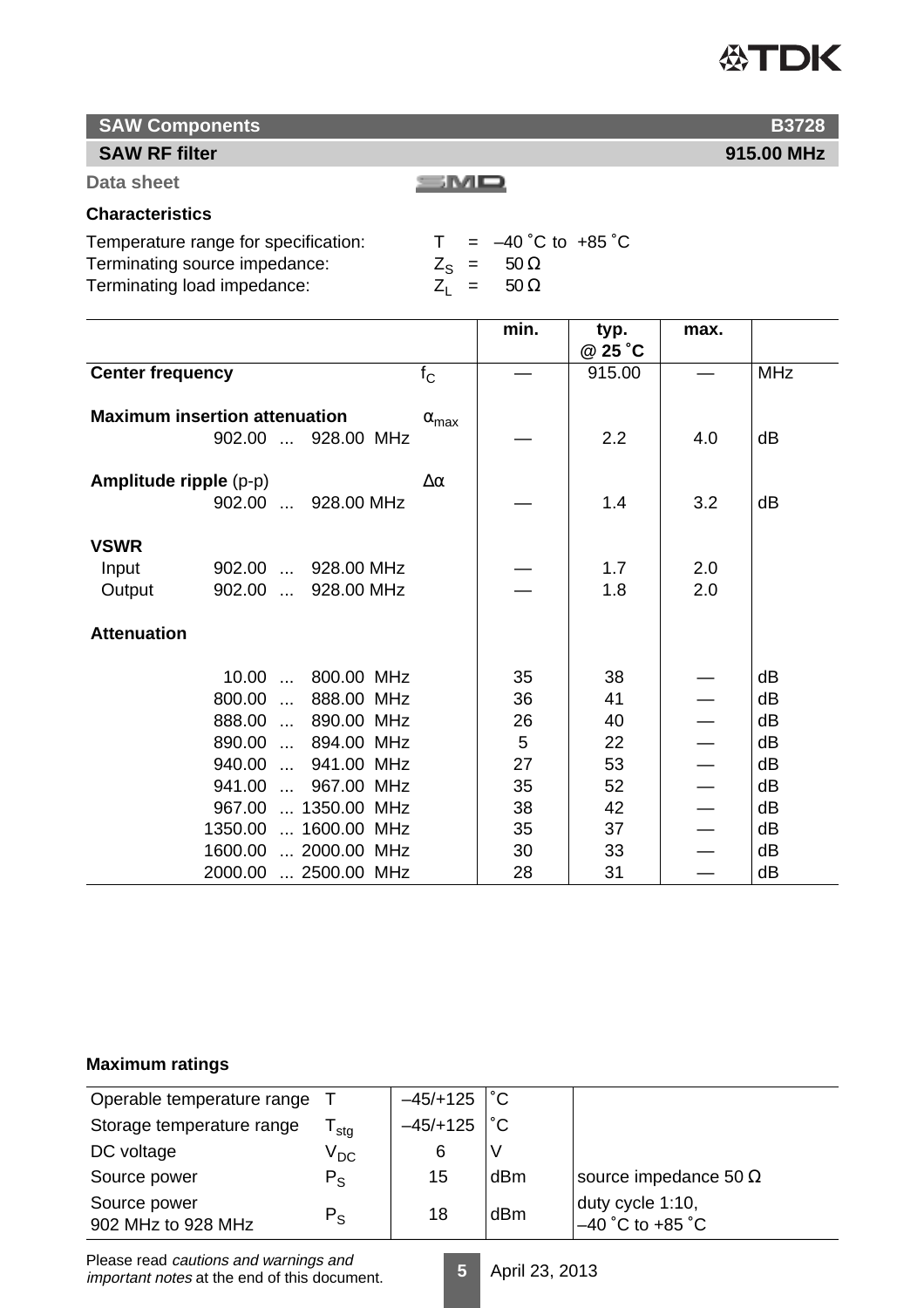**SAW Components** **B3728**

**SAW RF filter** **915.00 MHz**

**Data sheet**

### Characteristics

Temperature range for specification: $T$ = –40 ˚C to +85 ˚C
Terminating source impedance: $Z_S$ = 50 Ω
Terminating load impedance: $Z_L$ = 50 Ω

| | | min. | typ. @ 25 ˚C | max. | |
|---|---|---|---|---|---|
| **Center frequency** | $f_C$ | — | 915.00 | — | MHz |
| **Maximum insertion attenuation** | $\alpha_{max}$ | | | | |
| 902.00 ... 928.00 MHz | | — | 2.2 | 4.0 | dB |
| **Amplitude ripple** (p-p) | $\Delta\alpha$ | | | | |
| 902.00 ... 928.00 MHz | | — | 1.4 | 3.2 | dB |
| **VSWR** | | | | | |
| Input 902.00 ... 928.00 MHz | | — | 1.7 | 2.0 | |
| Output 902.00 ... 928.00 MHz | | — | 1.8 | 2.0 | |
| **Attenuation** | | | | | |
| 10.00 ... 800.00 MHz | | 35 | 38 | — | dB |
| 800.00 ... 888.00 MHz | | 36 | 41 | — | dB |
| 888.00 ... 890.00 MHz | | 26 | 40 | — | dB |
| 890.00 ... 894.00 MHz | | 5 | 22 | — | dB |
| 940.00 ... 941.00 MHz | | 27 | 53 | — | dB |
| 941.00 ... 967.00 MHz | | 35 | 52 | — | dB |
| 967.00 ... 1350.00 MHz | | 38 | 42 | — | dB |
| 1350.00 ... 1600.00 MHz | | 35 | 37 | — | dB |
| 1600.00 ... 2000.00 MHz | | 30 | 33 | — | dB |
| 2000.00 ... 2500.00 MHz | | 28 | 31 | — | dB |

### Maximum ratings

| | | | | |
|---|---|---|---|---|
| Operable temperature range | $T$ | –45/+125 | ˚C | |
| Storage temperature range | $T_{stg}$ | –45/+125 | ˚C | |
| DC voltage | $V_{DC}$ | 6 | V | |
| Source power | $P_S$ | 15 | dBm | source impedance 50 Ω |
| Source power 902 MHz to 928 MHz | $P_S$ | 18 | dBm | duty cycle 1:10, –40 ˚C to +85 ˚C |

Please read *cautions and warnings and important notes* at the end of this document.

April 23, 2013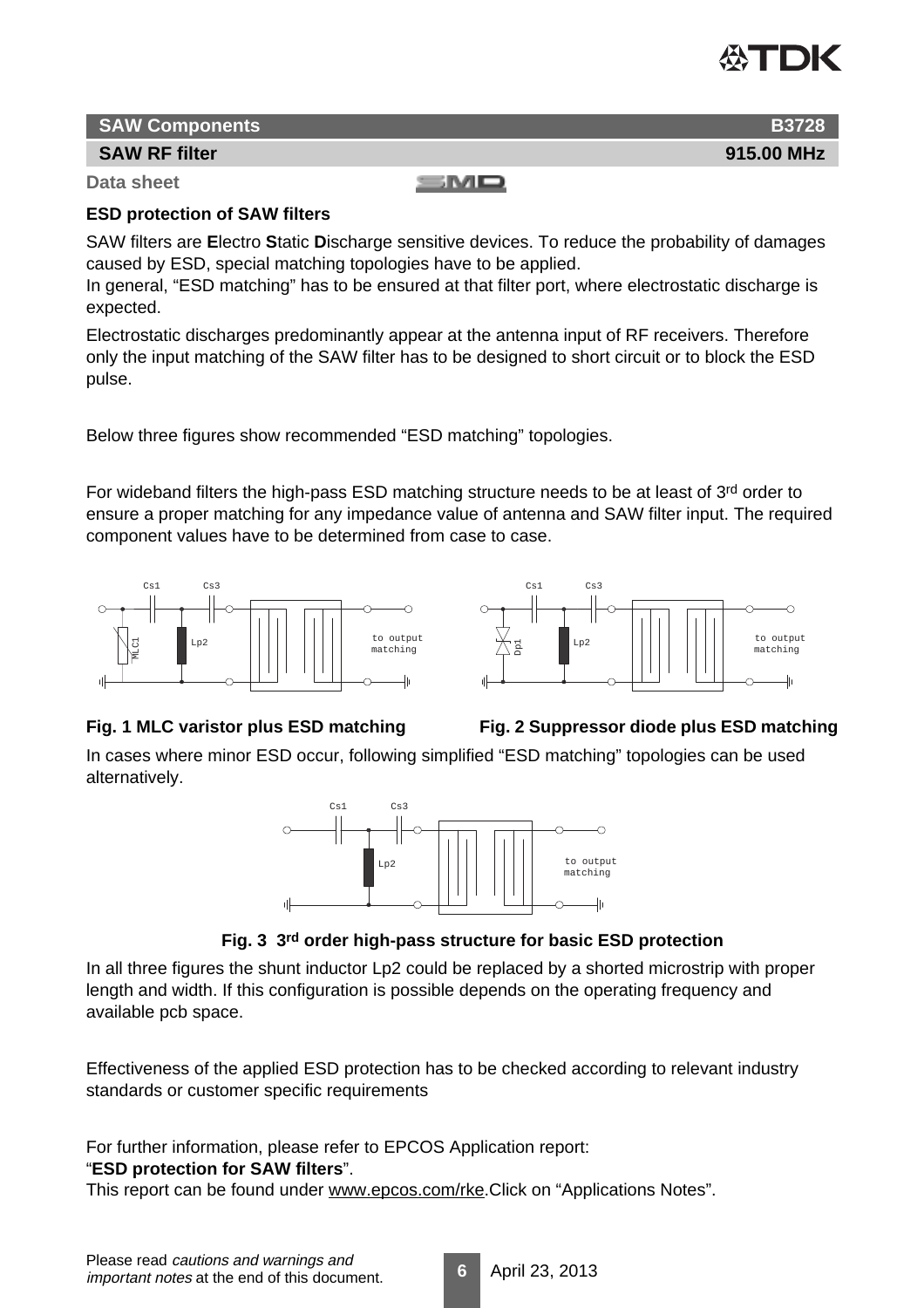**ESD protection of SAW filters**

SAW filters are **E**lectro **S**tatic **D**ischarge sensitive devices. To reduce the probability of damages caused by ESD, special matching topologies have to be applied.
In general, “ESD matching” has to be ensured at that filter port, where electrostatic discharge is expected.

Electrostatic discharges predominantly appear at the antenna input of RF receivers. Therefore only the input matching of the SAW filter has to be designed to short circuit or to block the ESD pulse.

Below three figures show recommended “ESD matching” topologies.

For wideband filters the high-pass ESD matching structure needs to be at least of 3rd order to ensure a proper matching for any impedance value of antenna and SAW filter input. The required component values have to be determined from case to case.

**Fig. 1 MLC varistor plus ESD matching**

**Fig. 2 Suppressor diode plus ESD matching**

In cases where minor ESD occur, following simplified “ESD matching” topologies can be used alternatively.

**Fig. 3 3rd order high-pass structure for basic ESD protection**

In all three figures the shunt inductor Lp2 could be replaced by a shorted microstrip with proper length and width. If this configuration is possible depends on the operating frequency and available pcb space.

Effectiveness of the applied ESD protection has to be checked according to relevant industry standards or customer specific requirements

For further information, please refer to EPCOS Application report:
“**ESD protection for SAW filters**”.
This report can be found under www.epcos.com/rke.Click on “Applications Notes”.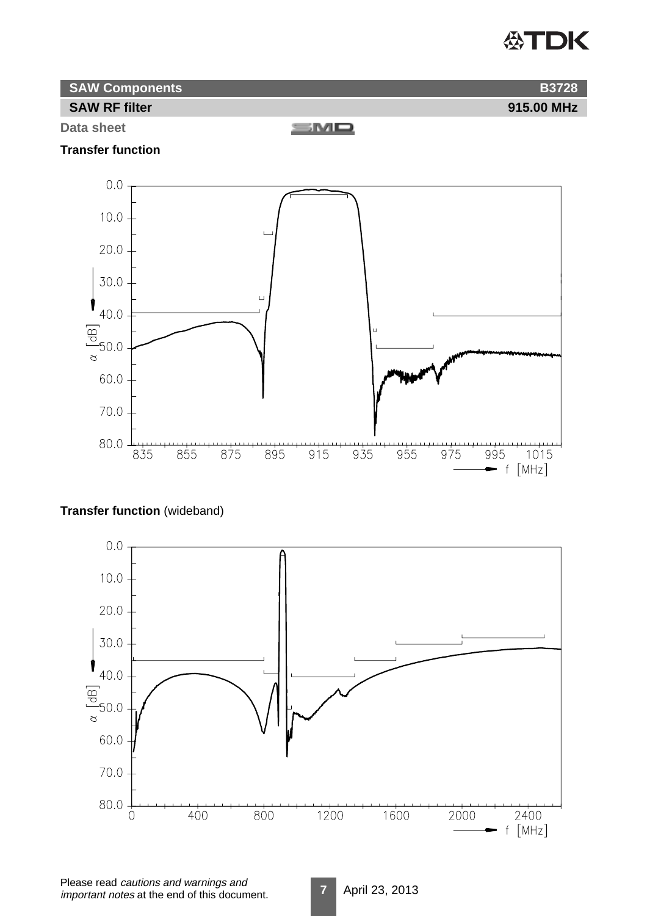**Data sheet**

**Transfer function**

**Transfer function** (wideband)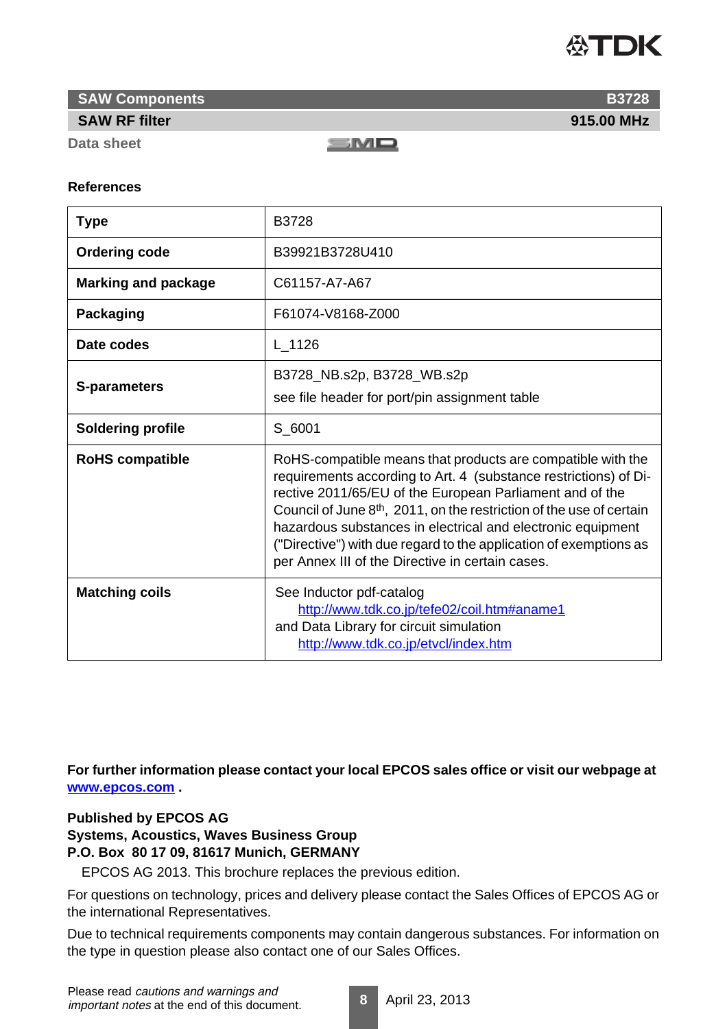**SAW Components** — **B3728**

**SAW RF filter** — **915.00 MHz**

Data sheet

### References

| **Type** | B3728 |
|---|---|
| **Ordering code** | B39921B3728U410 |
| **Marking and package** | C61157-A7-A67 |
| **Packaging** | F61074-V8168-Z000 |
| **Date codes** | L_1126 |
| **S-parameters** | B3728_NB.s2p, B3728_WB.s2p<br>see file header for port/pin assignment table |
| **Soldering profile** | S_6001 |
| **RoHS compatible** | RoHS-compatible means that products are compatible with the requirements according to Art. 4 (substance restrictions) of Directive 2011/65/EU of the European Parliament and of the Council of June 8th, 2011, on the restriction of the use of certain hazardous substances in electrical and electronic equipment ("Directive") with due regard to the application of exemptions as per Annex III of the Directive in certain cases. |
| **Matching coils** | See Inductor pdf-catalog<br>http://www.tdk.co.jp/tefe02/coil.htm#aname1<br>and Data Library for circuit simulation<br>http://www.tdk.co.jp/etvcl/index.htm |

**For further information please contact your local EPCOS sales office or visit our webpage at www.epcos.com .**

**Published by EPCOS AG**
**Systems, Acoustics, Waves Business Group**
**P.O. Box 80 17 09, 81617 Munich, GERMANY**

EPCOS AG 2013. This brochure replaces the previous edition.

For questions on technology, prices and delivery please contact the Sales Offices of EPCOS AG or the international Representatives.

Due to technical requirements components may contain dangerous substances. For information on the type in question please also contact one of our Sales Offices.

Please read *cautions and warnings and important notes* at the end of this document.

April 23, 2013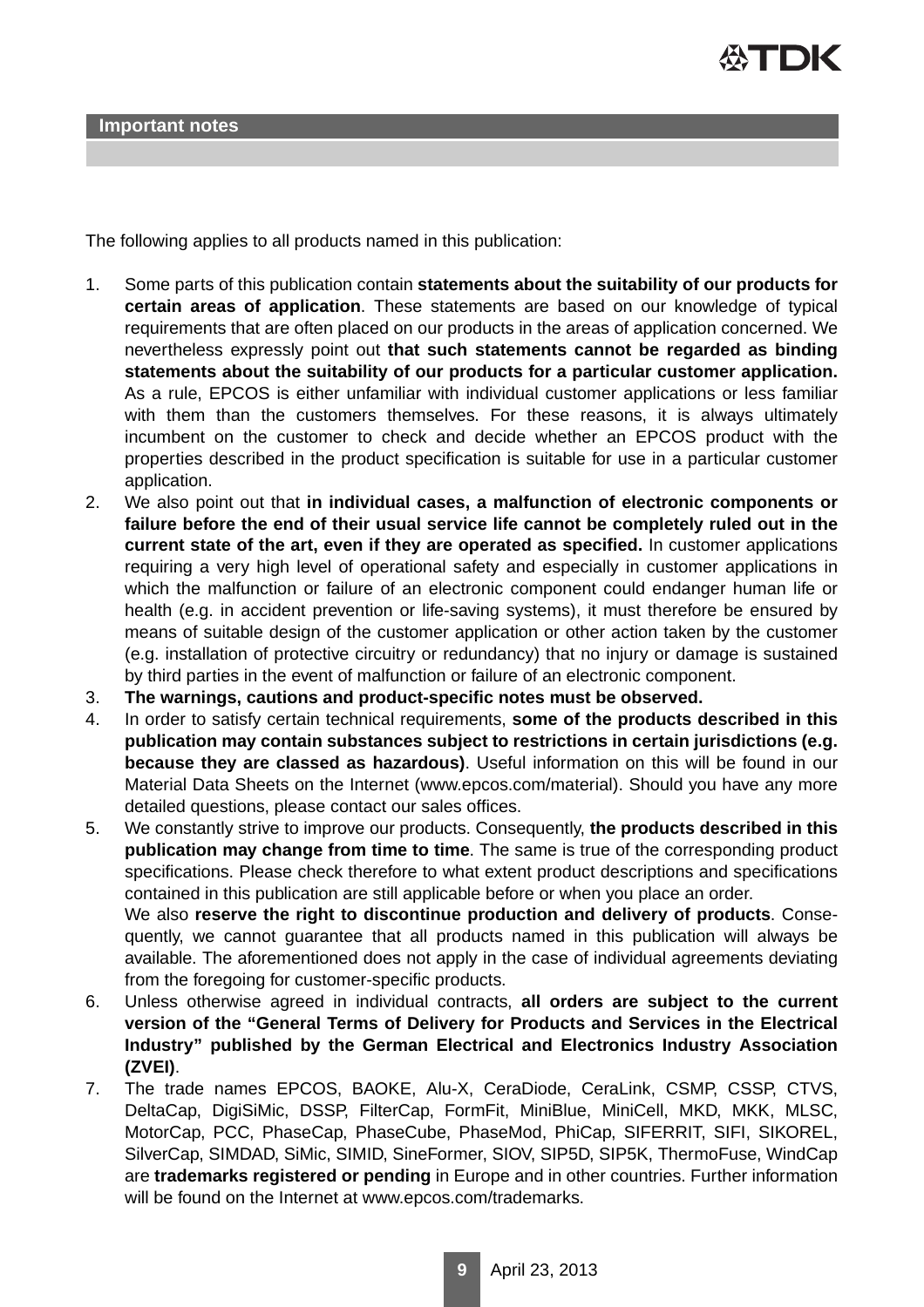## Important notes

The following applies to all products named in this publication:

1. Some parts of this publication contain **statements about the suitability of our products for certain areas of application**. These statements are based on our knowledge of typical requirements that are often placed on our products in the areas of application concerned. We nevertheless expressly point out **that such statements cannot be regarded as binding statements about the suitability of our products for a particular customer application.** As a rule, EPCOS is either unfamiliar with individual customer applications or less familiar with them than the customers themselves. For these reasons, it is always ultimately incumbent on the customer to check and decide whether an EPCOS product with the properties described in the product specification is suitable for use in a particular customer application.
2. We also point out that **in individual cases, a malfunction of electronic components or failure before the end of their usual service life cannot be completely ruled out in the current state of the art, even if they are operated as specified.** In customer applications requiring a very high level of operational safety and especially in customer applications in which the malfunction or failure of an electronic component could endanger human life or health (e.g. in accident prevention or life-saving systems), it must therefore be ensured by means of suitable design of the customer application or other action taken by the customer (e.g. installation of protective circuitry or redundancy) that no injury or damage is sustained by third parties in the event of malfunction or failure of an electronic component.
3. **The warnings, cautions and product-specific notes must be observed.**
4. In order to satisfy certain technical requirements, **some of the products described in this publication may contain substances subject to restrictions in certain jurisdictions (e.g. because they are classed as hazardous)**. Useful information on this will be found in our Material Data Sheets on the Internet (www.epcos.com/material). Should you have any more detailed questions, please contact our sales offices.
5. We constantly strive to improve our products. Consequently, **the products described in this publication may change from time to time**. The same is true of the corresponding product specifications. Please check therefore to what extent product descriptions and specifications contained in this publication are still applicable before or when you place an order.
   We also **reserve the right to discontinue production and delivery of products**. Consequently, we cannot guarantee that all products named in this publication will always be available. The aforementioned does not apply in the case of individual agreements deviating from the foregoing for customer-specific products.
6. Unless otherwise agreed in individual contracts, **all orders are subject to the current version of the "General Terms of Delivery for Products and Services in the Electrical Industry" published by the German Electrical and Electronics Industry Association (ZVEI)**.
7. The trade names EPCOS, BAOKE, Alu-X, CeraDiode, CeraLink, CSMP, CSSP, CTVS, DeltaCap, DigiSiMic, DSSP, FilterCap, FormFit, MiniBlue, MiniCell, MKD, MKK, MLSC, MotorCap, PCC, PhaseCap, PhaseCube, PhaseMod, PhiCap, SIFERRIT, SIFI, SIKOREL, SilverCap, SIMDAD, SiMic, SIMID, SineFormer, SIOV, SIP5D, SIP5K, ThermoFuse, WindCap are **trademarks registered or pending** in Europe and in other countries. Further information will be found on the Internet at www.epcos.com/trademarks.

April 23, 2013